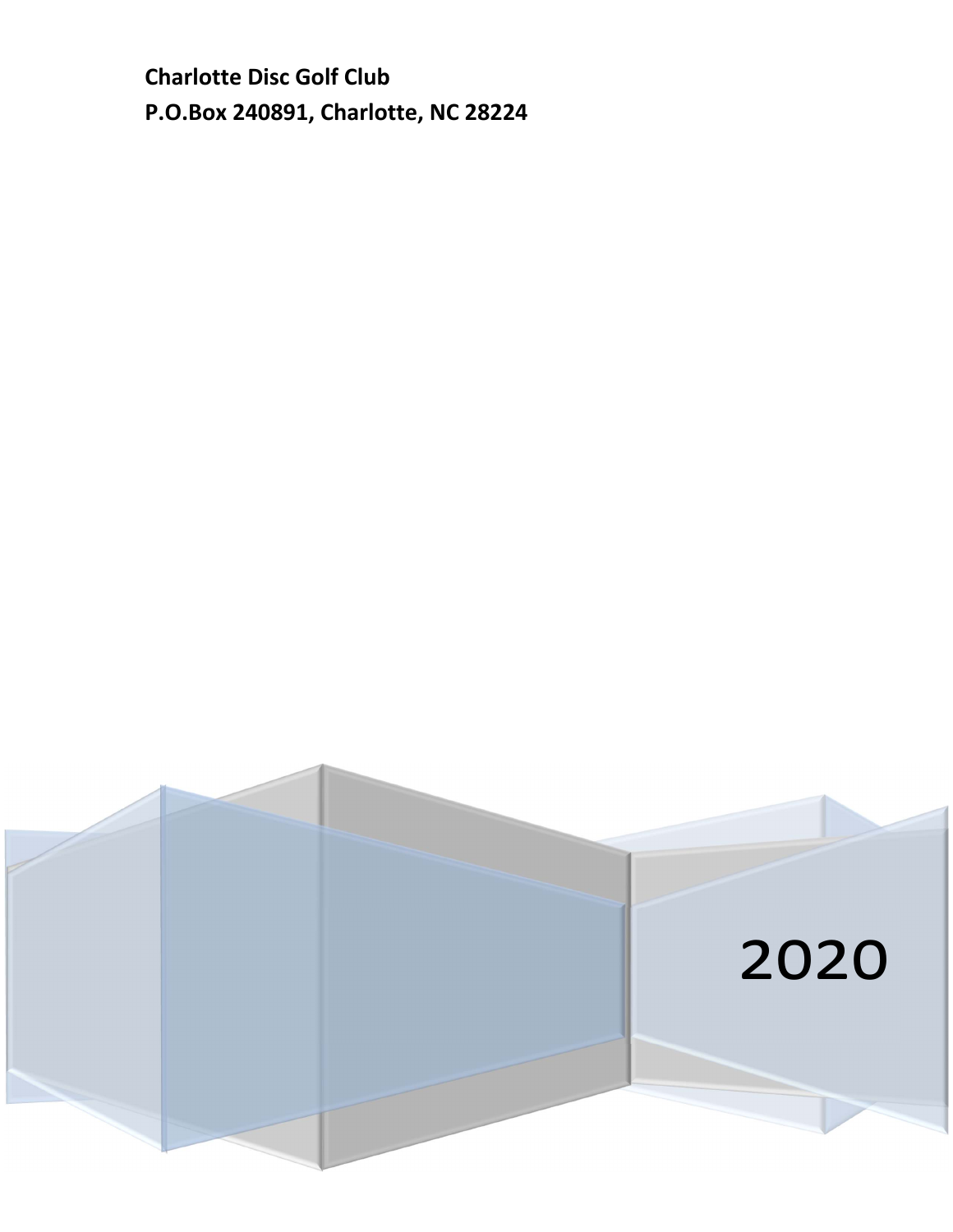**Charlotte Disc Golf Club**
**P.O.Box 240891, Charlotte, NC 28224**

2020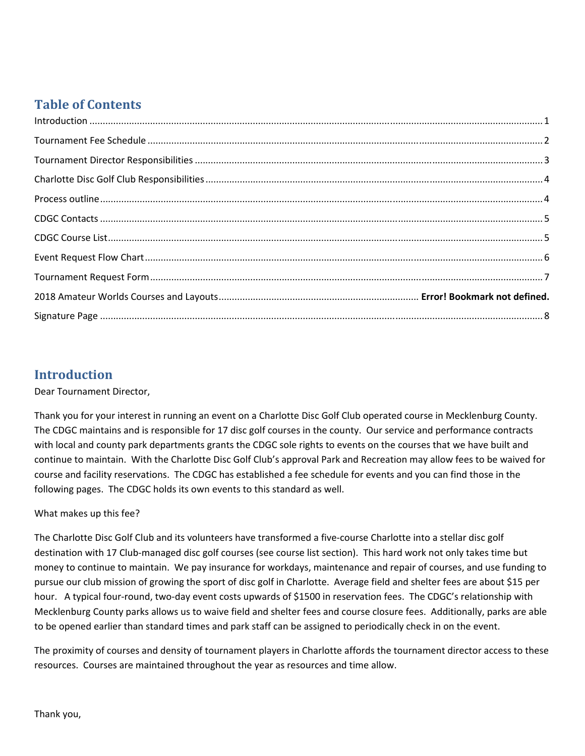## Table of Contents

Introduction ........................................................................................................................ 1

Tournament Fee Schedule ................................................................................................ 2

Tournament Director Responsibilities ................................................................................ 3

Charlotte Disc Golf Club Responsibilities ........................................................................... 4

Process outline .................................................................................................................. 4

CDGC Contacts .................................................................................................................. 5

CDGC Course List ............................................................................................................... 5

Event Request Flow Chart .................................................................................................. 6

Tournament Request Form ................................................................................................. 7

2018 Amateur Worlds Courses and Layouts ........................................................ **Error! Bookmark not defined.**

Signature Page ................................................................................................................... 8

## Introduction

Dear Tournament Director,

Thank you for your interest in running an event on a Charlotte Disc Golf Club operated course in Mecklenburg County. The CDGC maintains and is responsible for 17 disc golf courses in the county. Our service and performance contracts with local and county park departments grants the CDGC sole rights to events on the courses that we have built and continue to maintain. With the Charlotte Disc Golf Club's approval Park and Recreation may allow fees to be waived for course and facility reservations. The CDGC has established a fee schedule for events and you can find those in the following pages. The CDGC holds its own events to this standard as well.

What makes up this fee?

The Charlotte Disc Golf Club and its volunteers have transformed a five-course Charlotte into a stellar disc golf destination with 17 Club-managed disc golf courses (see course list section). This hard work not only takes time but money to continue to maintain. We pay insurance for workdays, maintenance and repair of courses, and use funding to pursue our club mission of growing the sport of disc golf in Charlotte. Average field and shelter fees are about $15 per hour. A typical four-round, two-day event costs upwards of $1500 in reservation fees. The CDGC's relationship with Mecklenburg County parks allows us to waive field and shelter fees and course closure fees. Additionally, parks are able to be opened earlier than standard times and park staff can be assigned to periodically check in on the event.

The proximity of courses and density of tournament players in Charlotte affords the tournament director access to these resources. Courses are maintained throughout the year as resources and time allow.

Thank you,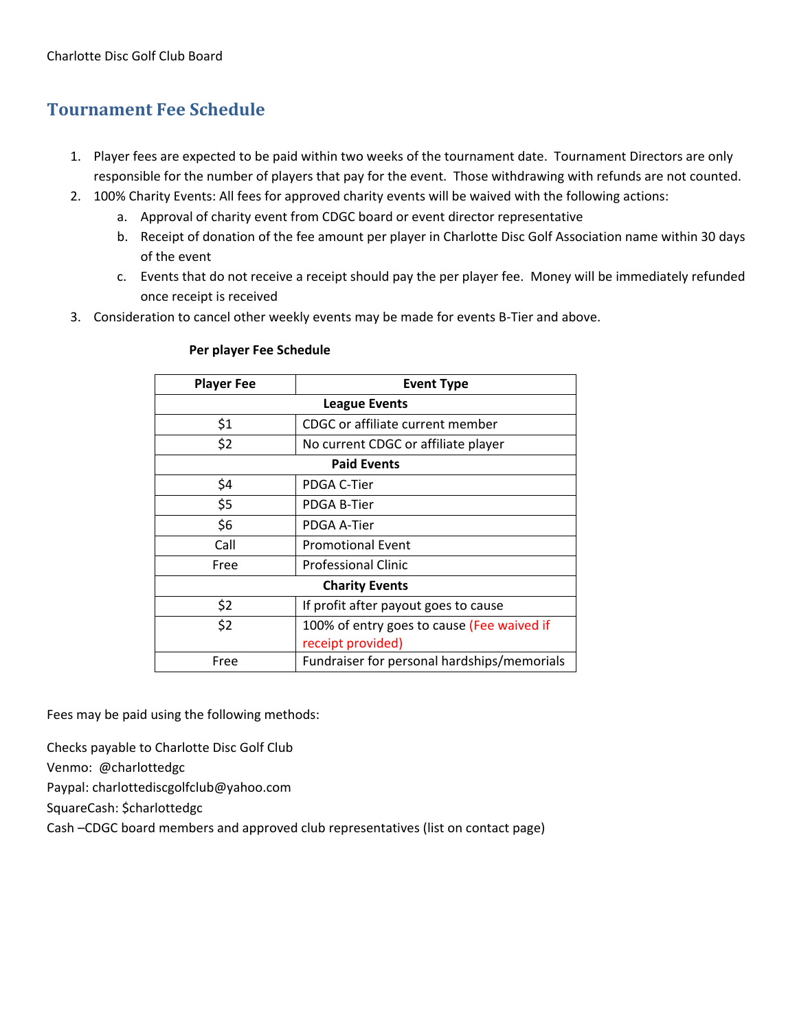Charlotte Disc Golf Club Board

# Tournament Fee Schedule

1. Player fees are expected to be paid within two weeks of the tournament date. Tournament Directors are only responsible for the number of players that pay for the event. Those withdrawing with refunds are not counted.
2. 100% Charity Events: All fees for approved charity events will be waived with the following actions:
   a. Approval of charity event from CDGC board or event director representative
   b. Receipt of donation of the fee amount per player in Charlotte Disc Golf Association name within 30 days of the event
   c. Events that do not receive a receipt should pay the per player fee. Money will be immediately refunded once receipt is received
3. Consideration to cancel other weekly events may be made for events B-Tier and above.

**Per player Fee Schedule**

| Player Fee | Event Type |
|---|---|
| **League Events** | |
| $1 | CDGC or affiliate current member |
| $2 | No current CDGC or affiliate player |
| **Paid Events** | |
| $4 | PDGA C-Tier |
| $5 | PDGA B-Tier |
| $6 | PDGA A-Tier |
| Call | Promotional Event |
| Free | Professional Clinic |
| **Charity Events** | |
| $2 | If profit after payout goes to cause |
| $2 | 100% of entry goes to cause (Fee waived if receipt provided) |
| Free | Fundraiser for personal hardships/memorials |

Fees may be paid using the following methods:

Checks payable to Charlotte Disc Golf Club
Venmo: @charlottedgc
Paypal: charlottediscgolfclub@yahoo.com
SquareCash: $charlottedgc
Cash –CDGC board members and approved club representatives (list on contact page)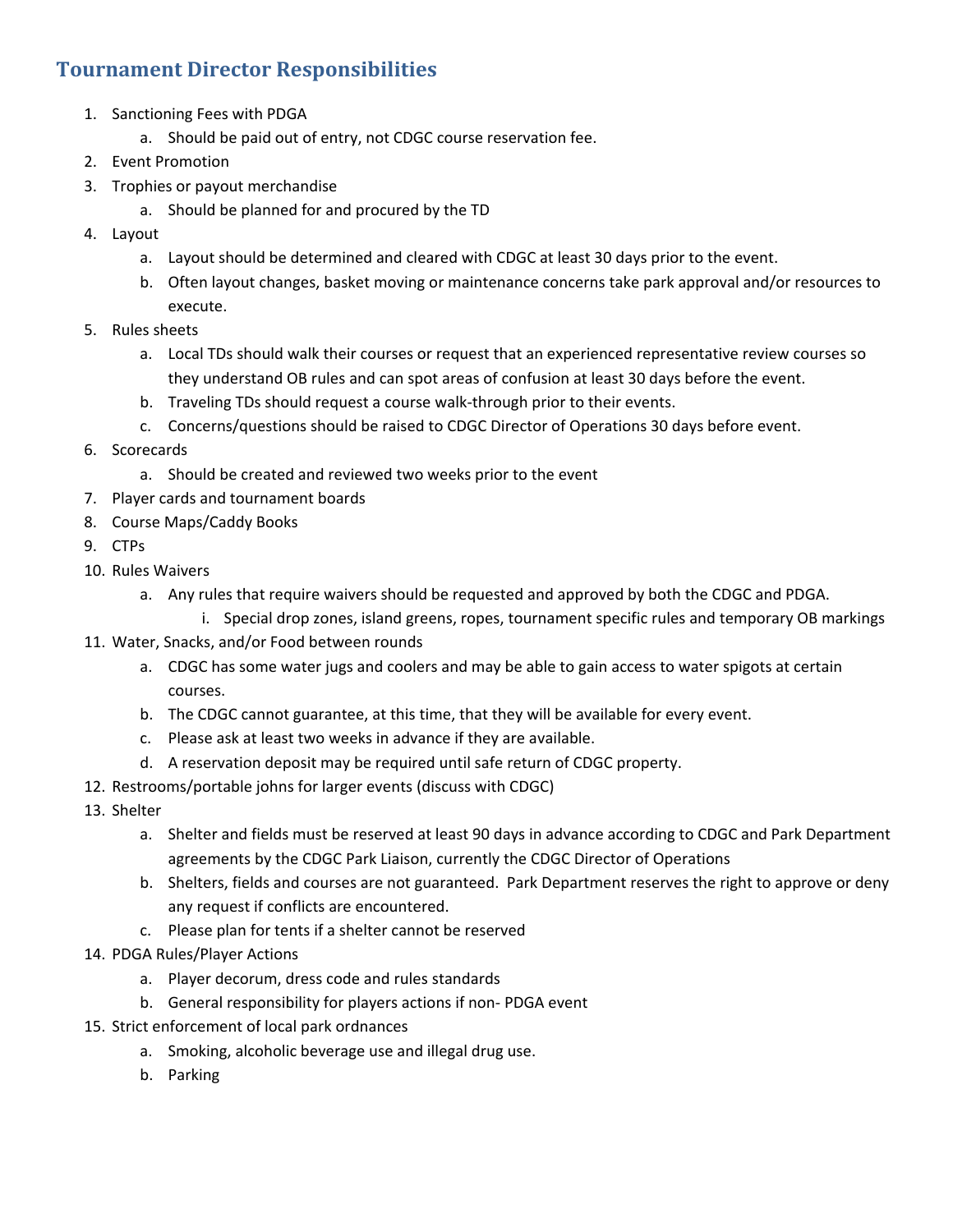## Tournament Director Responsibilities

1. Sanctioning Fees with PDGA
    a. Should be paid out of entry, not CDGC course reservation fee.
2. Event Promotion
3. Trophies or payout merchandise
    a. Should be planned for and procured by the TD
4. Layout
    a. Layout should be determined and cleared with CDGC at least 30 days prior to the event.
    b. Often layout changes, basket moving or maintenance concerns take park approval and/or resources to execute.
5. Rules sheets
    a. Local TDs should walk their courses or request that an experienced representative review courses so they understand OB rules and can spot areas of confusion at least 30 days before the event.
    b. Traveling TDs should request a course walk-through prior to their events.
    c. Concerns/questions should be raised to CDGC Director of Operations 30 days before event.
6. Scorecards
    a. Should be created and reviewed two weeks prior to the event
7. Player cards and tournament boards
8. Course Maps/Caddy Books
9. CTPs
10. Rules Waivers
    a. Any rules that require waivers should be requested and approved by both the CDGC and PDGA.
        i. Special drop zones, island greens, ropes, tournament specific rules and temporary OB markings
11. Water, Snacks, and/or Food between rounds
    a. CDGC has some water jugs and coolers and may be able to gain access to water spigots at certain courses.
    b. The CDGC cannot guarantee, at this time, that they will be available for every event.
    c. Please ask at least two weeks in advance if they are available.
    d. A reservation deposit may be required until safe return of CDGC property.
12. Restrooms/portable johns for larger events (discuss with CDGC)
13. Shelter
    a. Shelter and fields must be reserved at least 90 days in advance according to CDGC and Park Department agreements by the CDGC Park Liaison, currently the CDGC Director of Operations
    b. Shelters, fields and courses are not guaranteed. Park Department reserves the right to approve or deny any request if conflicts are encountered.
    c. Please plan for tents if a shelter cannot be reserved
14. PDGA Rules/Player Actions
    a. Player decorum, dress code and rules standards
    b. General responsibility for players actions if non- PDGA event
15. Strict enforcement of local park ordnances
    a. Smoking, alcoholic beverage use and illegal drug use.
    b. Parking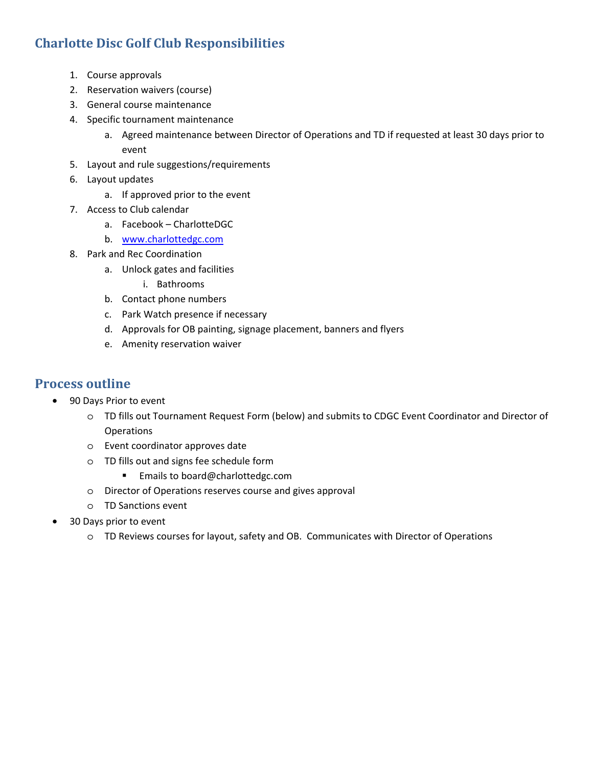## Charlotte Disc Golf Club Responsibilities

1. Course approvals
2. Reservation waivers (course)
3. General course maintenance
4. Specific tournament maintenance
   a. Agreed maintenance between Director of Operations and TD if requested at least 30 days prior to event
5. Layout and rule suggestions/requirements
6. Layout updates
   a. If approved prior to the event
7. Access to Club calendar
   a. Facebook – CharlotteDGC
   b. www.charlottedgc.com
8. Park and Rec Coordination
   a. Unlock gates and facilities
      i. Bathrooms
   b. Contact phone numbers
   c. Park Watch presence if necessary
   d. Approvals for OB painting, signage placement, banners and flyers
   e. Amenity reservation waiver

## Process outline

- 90 Days Prior to event
  - TD fills out Tournament Request Form (below) and submits to CDGC Event Coordinator and Director of Operations
  - Event coordinator approves date
  - TD fills out and signs fee schedule form
    - Emails to board@charlottedgc.com
  - Director of Operations reserves course and gives approval
  - TD Sanctions event
- 30 Days prior to event
  - TD Reviews courses for layout, safety and OB. Communicates with Director of Operations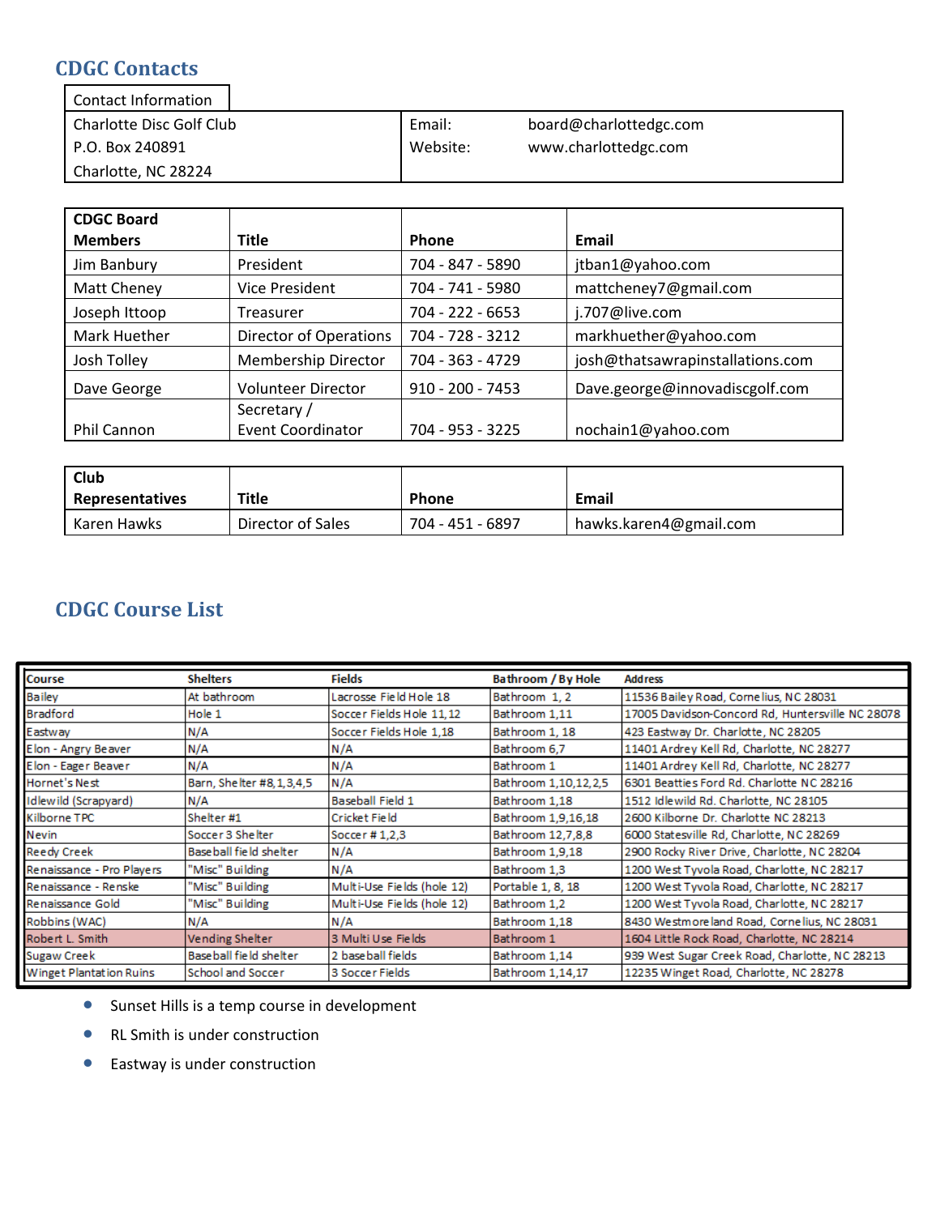## CDGC Contacts

| Contact Information | |
|---|---|
| Charlotte Disc Golf Club<br>P.O. Box 240891<br>Charlotte, NC 28224 | Email: board@charlottedgc.com<br>Website: www.charlottedgc.com |

| CDGC Board Members | Title | Phone | Email |
|---|---|---|---|
| Jim Banbury | President | 704 - 847 - 5890 | jtban1@yahoo.com |
| Matt Cheney | Vice President | 704 - 741 - 5980 | mattcheney7@gmail.com |
| Joseph Ittoop | Treasurer | 704 - 222 - 6653 | j.707@live.com |
| Mark Huether | Director of Operations | 704 - 728 - 3212 | markhuether@yahoo.com |
| Josh Tolley | Membership Director | 704 - 363 - 4729 | josh@thatsawrapinstallations.com |
| Dave George | Volunteer Director | 910 - 200 - 7453 | Dave.george@innovadiscgolf.com |
| Phil Cannon | Secretary / Event Coordinator | 704 - 953 - 3225 | nochain1@yahoo.com |

| Club Representatives | Title | Phone | Email |
|---|---|---|---|
| Karen Hawks | Director of Sales | 704 - 451 - 6897 | hawks.karen4@gmail.com |

## CDGC Course List

| Course | Shelters | Fields | Bathroom / By Hole | Address |
|---|---|---|---|---|
| Bailey | At bathroom | Lacrosse Field Hole 18 | Bathroom 1, 2 | 11536 Bailey Road, Cornelius, NC 28031 |
| Bradford | Hole 1 | Soccer Fields Hole 11,12 | Bathroom 1,11 | 17005 Davidson-Concord Rd, Huntersville NC 28078 |
| Eastway | N/A | Soccer Fields Hole 1,18 | Bathroom 1, 18 | 423 Eastway Dr. Charlotte, NC 28205 |
| Elon - Angry Beaver | N/A | N/A | Bathroom 6,7 | 11401 Ardrey Kell Rd, Charlotte, NC 28277 |
| Elon - Eager Beaver | N/A | N/A | Bathroom 1 | 11401 Ardrey Kell Rd, Charlotte, NC 28277 |
| Hornet's Nest | Barn, Shelter #8,1,3,4,5 | N/A | Bathroom 1,10,12,2,5 | 6301 Beatties Ford Rd. Charlotte NC 28216 |
| Idlewild (Scrapyard) | N/A | Baseball Field 1 | Bathroom 1,18 | 1512 Idlewild Rd. Charlotte, NC 28105 |
| Kilborne TPC | Shelter #1 | Cricket Field | Bathroom 1,9,16,18 | 2600 Kilborne Dr. Charlotte NC 28213 |
| Nevin | Soccer 3 Shelter | Soccer # 1,2,3 | Bathroom 12,7,8,8 | 6000 Statesville Rd, Charlotte, NC 28269 |
| Reedy Creek | Baseball field shelter | N/A | Bathroom 1,9,18 | 2900 Rocky River Drive, Charlotte, NC 28204 |
| Renaissance - Pro Players | "Misc" Building | N/A | Bathroom 1,3 | 1200 West Tyvola Road, Charlotte, NC 28217 |
| Renaissance - Renske | "Misc" Building | Multi-Use Fields (hole 12) | Portable 1, 8, 18 | 1200 West Tyvola Road, Charlotte, NC 28217 |
| Renaissance Gold | "Misc" Building | Multi-Use Fields (hole 12) | Bathroom 1,2 | 1200 West Tyvola Road, Charlotte, NC 28217 |
| Robbins (WAC) | N/A | N/A | Bathroom 1,18 | 8430 Westmoreland Road, Cornelius, NC 28031 |
| Robert L. Smith | Vending Shelter | 3 Multi Use Fields | Bathroom 1 | 1604 Little Rock Road, Charlotte, NC 28214 |
| Sugaw Creek | Baseball field shelter | 2 baseball fields | Bathroom 1,14 | 939 West Sugar Creek Road, Charlotte, NC 28213 |
| Winget Plantation Ruins | School and Soccer | 3 Soccer Fields | Bathroom 1,14,17 | 12235 Winget Road, Charlotte, NC 28278 |

- Sunset Hills is a temp course in development
- RL Smith is under construction
- Eastway is under construction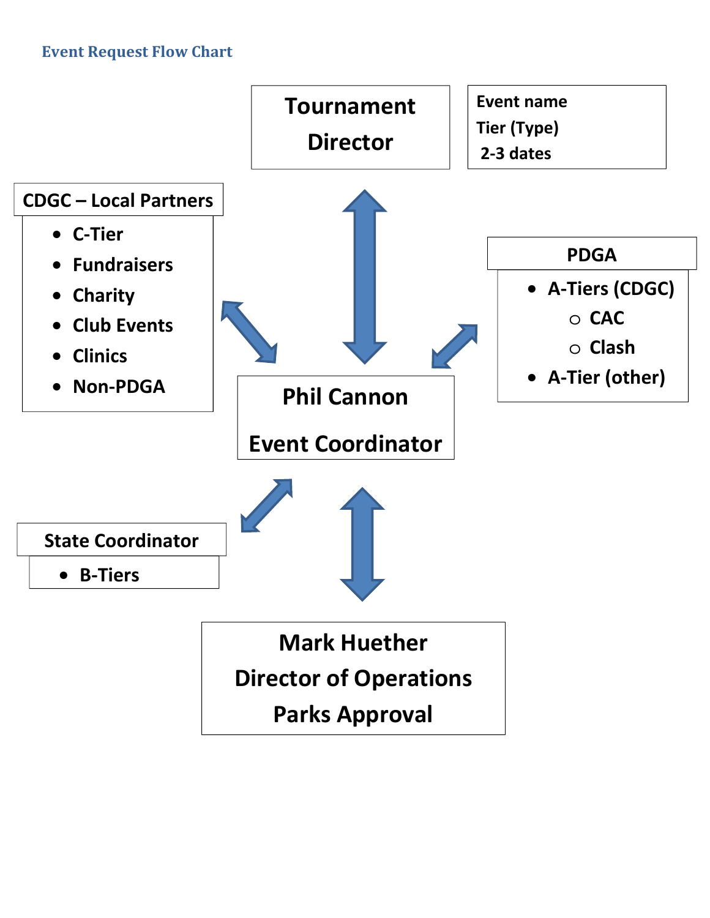## Event Request Flow Chart

**Tournament Director**

Event name
Tier (Type)
2-3 dates

**CDGC – Local Partners**

- C-Tier
- Fundraisers
- Charity
- Club Events
- Clinics
- Non-PDGA

**PDGA**

- A-Tiers (CDGC)
  - CAC
  - Clash
- A-Tier (other)

**Phil Cannon**

**Event Coordinator**

**State Coordinator**

- B-Tiers

**Mark Huether**
**Director of Operations**
**Parks Approval**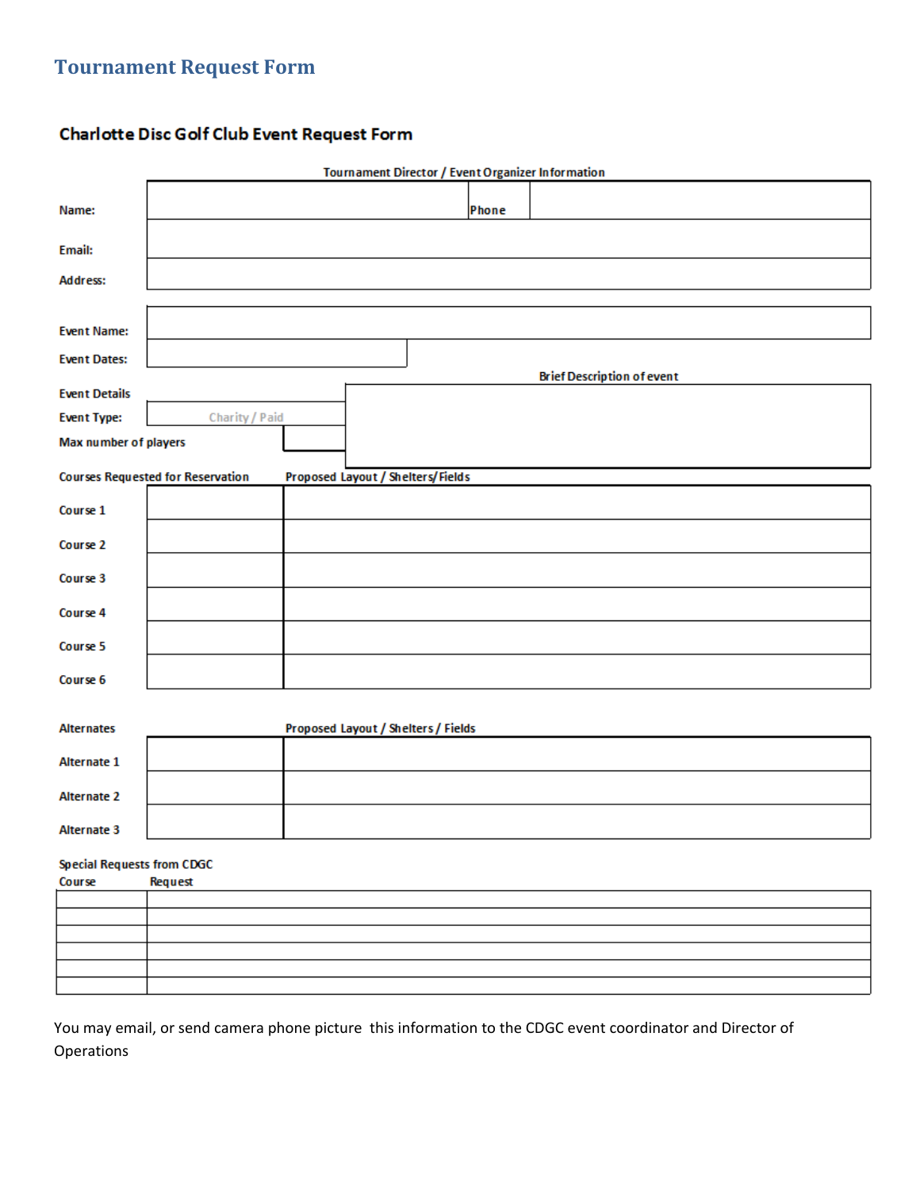# Tournament Request Form

## Charlotte Disc Golf Club Event Request Form

**Tournament Director / Event Organizer Information**

| | | | |
|---|---|---|---|
| Name: | | Phone | |
| Email: | | | |
| Address: | | | |

| | |
|---|---|
| Event Name: | |
| Event Dates: | |

| Event Details | | Brief Description of event |
|---|---|---|
| Event Type: | Charity / Paid | |
| Max number of players | | |

| Courses Requested for Reservation | | Proposed Layout / Shelters/Fields |
|---|---|---|
| Course 1 | | |
| Course 2 | | |
| Course 3 | | |
| Course 4 | | |
| Course 5 | | |
| Course 6 | | |

| Alternates | | Proposed Layout / Shelters / Fields |
|---|---|---|
| Alternate 1 | | |
| Alternate 2 | | |
| Alternate 3 | | |

**Special Requests from CDGC**

| Course | Request |
|---|---|
| | |
| | |
| | |
| | |
| | |
| | |

You may email, or send camera phone picture this information to the CDGC event coordinator and Director of Operations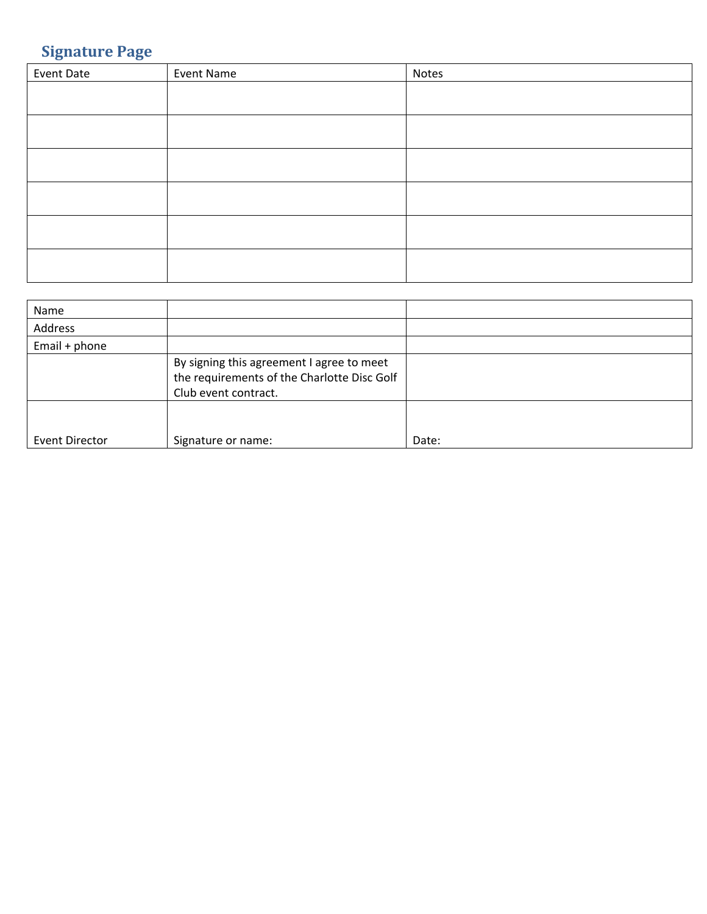## Signature Page

| Event Date | Event Name | Notes |
|---|---|---|
| | | |
| | | |
| | | |
| | | |
| | | |
| | | |

| | | |
|---|---|---|
| Name | | |
| Address | | |
| Email + phone | | |
| | By signing this agreement I agree to meet the requirements of the Charlotte Disc Golf Club event contract. | |
| Event Director | Signature or name: | Date: |